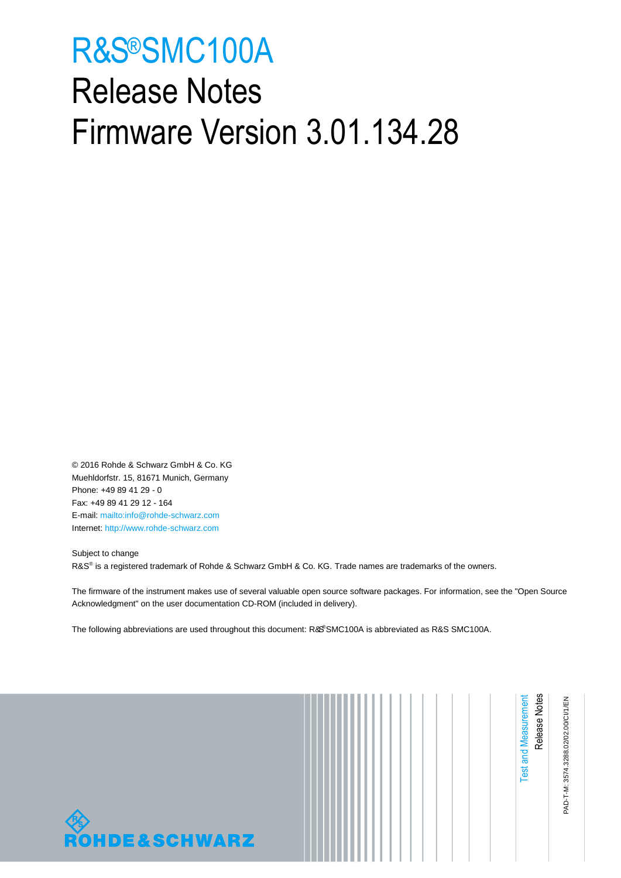# R&S®SMC100A

# Release Notes

# Firmware Version 3.01.134.28

© 2016 Rohde & Schwarz GmbH & Co. KG
Muehldorfstr. 15, 81671 Munich, Germany
Phone: +49 89 41 29 - 0
Fax: +49 89 41 29 12 - 164
E-mail: mailto:info@rohde-schwarz.com
Internet: http://www.rohde-schwarz.com

Subject to change
R&S® is a registered trademark of Rohde & Schwarz GmbH & Co. KG. Trade names are trademarks of the owners.

The firmware of the instrument makes use of several valuable open source software packages. For information, see the "Open Source Acknowledgment" on the user documentation CD-ROM (included in delivery).

The following abbreviations are used throughout this document: R&S®SMC100A is abbreviated as R&S SMC100A.

Test and Measurement
Release Notes

PAD-T-M: 3574.3288.02/02.00/CI/1/EN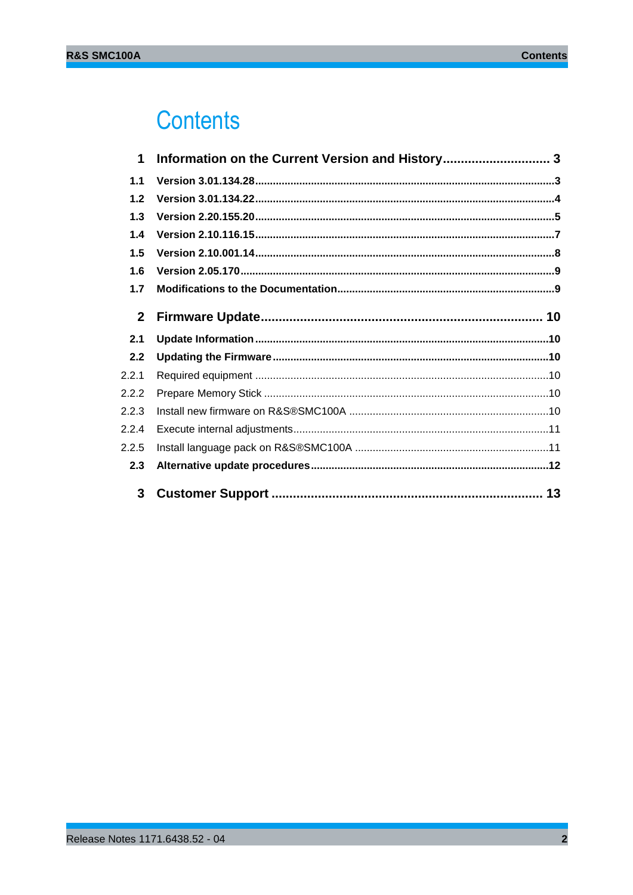# Contents

**1 Information on the Current Version and History............................ 3**

**1.1 Version 3.01.134.28.......................................................................................3**

**1.2 Version 3.01.134.22.......................................................................................4**

**1.3 Version 2.20.155.20.......................................................................................5**

**1.4 Version 2.10.116.15.......................................................................................7**

**1.5 Version 2.10.001.14.......................................................................................8**

**1.6 Version 2.05.170............................................................................................9**

**1.7 Modifications to the Documentation..........................................................9**

**2 Firmware Update.................................................................... 10**

**2.1 Update Information......................................................................................10**

**2.2 Updating the Firmware................................................................................10**

2.2.1 Required equipment ......................................................................................10

2.2.2 Prepare Memory Stick ...................................................................................10

2.2.3 Install new firmware on R&S®SMC100A .......................................................10

2.2.4 Execute internal adjustments.........................................................................11

2.2.5 Install language pack on R&S®SMC100A ....................................................11

**2.3 Alternative update procedures...................................................................12**

**3 Customer Support ................................................................... 13**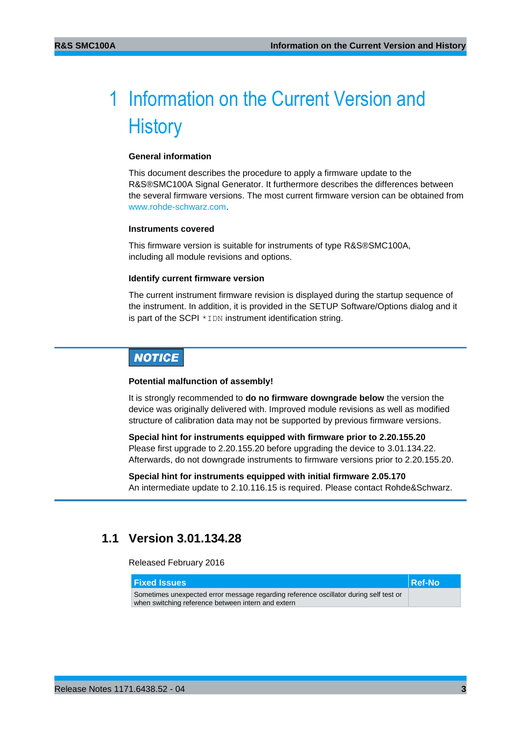# 1 Information on the Current Version and History

**General information**

This document describes the procedure to apply a firmware update to the R&S®SMC100A Signal Generator. It furthermore describes the differences between the several firmware versions. The most current firmware version can be obtained from www.rohde-schwarz.com.

**Instruments covered**

This firmware version is suitable for instruments of type R&S®SMC100A, including all module revisions and options.

**Identify current firmware version**

The current instrument firmware revision is displayed during the startup sequence of the instrument. In addition, it is provided in the SETUP Software/Options dialog and it is part of the SCPI `*IDN` instrument identification string.

**NOTICE**

**Potential malfunction of assembly!**

It is strongly recommended to **do no firmware downgrade below** the version the device was originally delivered with. Improved module revisions as well as modified structure of calibration data may not be supported by previous firmware versions.

**Special hint for instruments equipped with firmware prior to 2.20.155.20**
Please first upgrade to 2.20.155.20 before upgrading the device to 3.01.134.22. Afterwards, do not downgrade instruments to firmware versions prior to 2.20.155.20.

**Special hint for instruments equipped with initial firmware 2.05.170**
An intermediate update to 2.10.116.15 is required. Please contact Rohde&Schwarz.

## 1.1 Version 3.01.134.28

Released February 2016

| Fixed Issues | Ref-No |
|---|---|
| Sometimes unexpected error message regarding reference oscillator during self test or when switching reference between intern and extern | |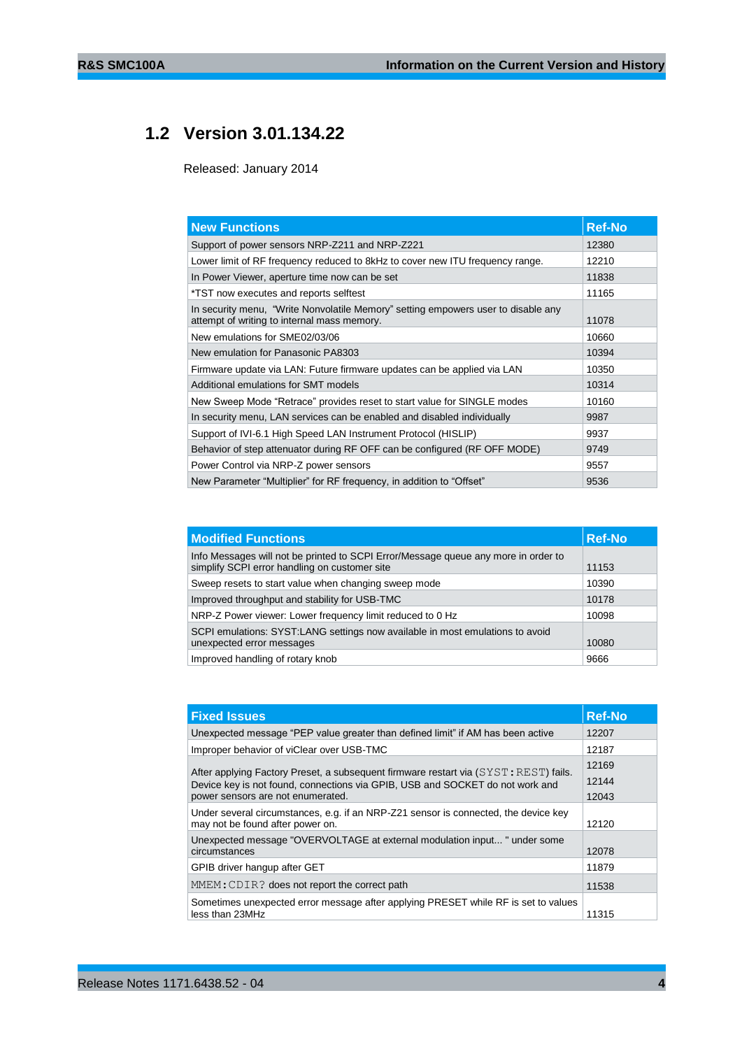## 1.2 Version 3.01.134.22

Released: January 2014

| New Functions | Ref-No |
|---|---|
| Support of power sensors NRP-Z211 and NRP-Z221 | 12380 |
| Lower limit of RF frequency reduced to 8kHz to cover new ITU frequency range. | 12210 |
| In Power Viewer, aperture time now can be set | 11838 |
| *TST now executes and reports selftest | 11165 |
| In security menu, "Write Nonvolatile Memory" setting empowers user to disable any attempt of writing to internal mass memory. | 11078 |
| New emulations for SME02/03/06 | 10660 |
| New emulation for Panasonic PA8303 | 10394 |
| Firmware update via LAN: Future firmware updates can be applied via LAN | 10350 |
| Additional emulations for SMT models | 10314 |
| New Sweep Mode "Retrace" provides reset to start value for SINGLE modes | 10160 |
| In security menu, LAN services can be enabled and disabled individually | 9987 |
| Support of IVI-6.1 High Speed LAN Instrument Protocol (HISLIP) | 9937 |
| Behavior of step attenuator during RF OFF can be configured (RF OFF MODE) | 9749 |
| Power Control via NRP-Z power sensors | 9557 |
| New Parameter "Multiplier" for RF frequency, in addition to "Offset" | 9536 |

| Modified Functions | Ref-No |
|---|---|
| Info Messages will not be printed to SCPI Error/Message queue any more in order to simplify SCPI error handling on customer site | 11153 |
| Sweep resets to start value when changing sweep mode | 10390 |
| Improved throughput and stability for USB-TMC | 10178 |
| NRP-Z Power viewer: Lower frequency limit reduced to 0 Hz | 10098 |
| SCPI emulations: SYST:LANG settings now available in most emulations to avoid unexpected error messages | 10080 |
| Improved handling of rotary knob | 9666 |

| Fixed Issues | Ref-No |
|---|---|
| Unexpected message "PEP value greater than defined limit" if AM has been active | 12207 |
| Improper behavior of viClear over USB-TMC | 12187 |
| After applying Factory Preset, a subsequent firmware restart via (`SYST:REST`) fails. Device key is not found, connections via GPIB, USB and SOCKET do not work and power sensors are not enumerated. | 12169<br>12144<br>12043 |
| Under several circumstances, e.g. if an NRP-Z21 sensor is connected, the device key may not be found after power on. | 12120 |
| Unexpected message "OVERVOLTAGE at external modulation input... " under some circumstances | 12078 |
| GPIB driver hangup after GET | 11879 |
| `MMEM:CDIR?` does not report the correct path | 11538 |
| Sometimes unexpected error message after applying PRESET while RF is set to values less than 23MHz | 11315 |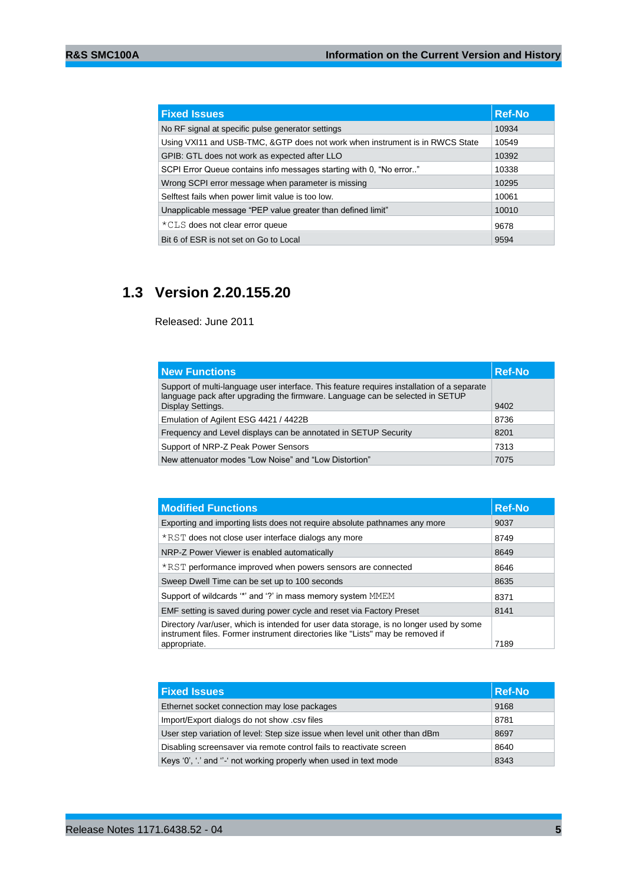| Fixed Issues | Ref-No |
|---|---|
| No RF signal at specific pulse generator settings | 10934 |
| Using VXI11 and USB-TMC, &GTP does not work when instrument is in RWCS State | 10549 |
| GPIB: GTL does not work as expected after LLO | 10392 |
| SCPI Error Queue contains info messages starting with 0, “No error..” | 10338 |
| Wrong SCPI error message when parameter is missing | 10295 |
| Selftest fails when power limit value is too low. | 10061 |
| Unapplicable message “PEP value greater than defined limit” | 10010 |
| *CLS does not clear error queue | 9678 |
| Bit 6 of ESR is not set on Go to Local | 9594 |

## 1.3 Version 2.20.155.20

Released: June 2011

| New Functions | Ref-No |
|---|---|
| Support of multi-language user interface. This feature requires installation of a separate language pack after upgrading the firmware. Language can be selected in SETUP Display Settings. | 9402 |
| Emulation of Agilent ESG 4421 / 4422B | 8736 |
| Frequency and Level displays can be annotated in SETUP Security | 8201 |
| Support of NRP-Z Peak Power Sensors | 7313 |
| New attenuator modes “Low Noise” and “Low Distortion” | 7075 |

| Modified Functions | Ref-No |
|---|---|
| Exporting and importing lists does not require absolute pathnames any more | 9037 |
| *RST does not close user interface dialogs any more | 8749 |
| NRP-Z Power Viewer is enabled automatically | 8649 |
| *RST performance improved when powers sensors are connected | 8646 |
| Sweep Dwell Time can be set up to 100 seconds | 8635 |
| Support of wildcards ‘*’ and ‘?’ in mass memory system MMEM | 8371 |
| EMF setting is saved during power cycle and reset via Factory Preset | 8141 |
| Directory /var/user, which is intended for user data storage, is no longer used by some instrument files. Former instrument directories like "Lists" may be removed if appropriate. | 7189 |

| Fixed Issues | Ref-No |
|---|---|
| Ethernet socket connection may lose packages | 9168 |
| Import/Export dialogs do not show .csv files | 8781 |
| User step variation of level: Step size issue when level unit other than dBm | 8697 |
| Disabling screensaver via remote control fails to reactivate screen | 8640 |
| Keys ‘0’, ‘.’ and ‘-‘ not working properly when used in text mode | 8343 |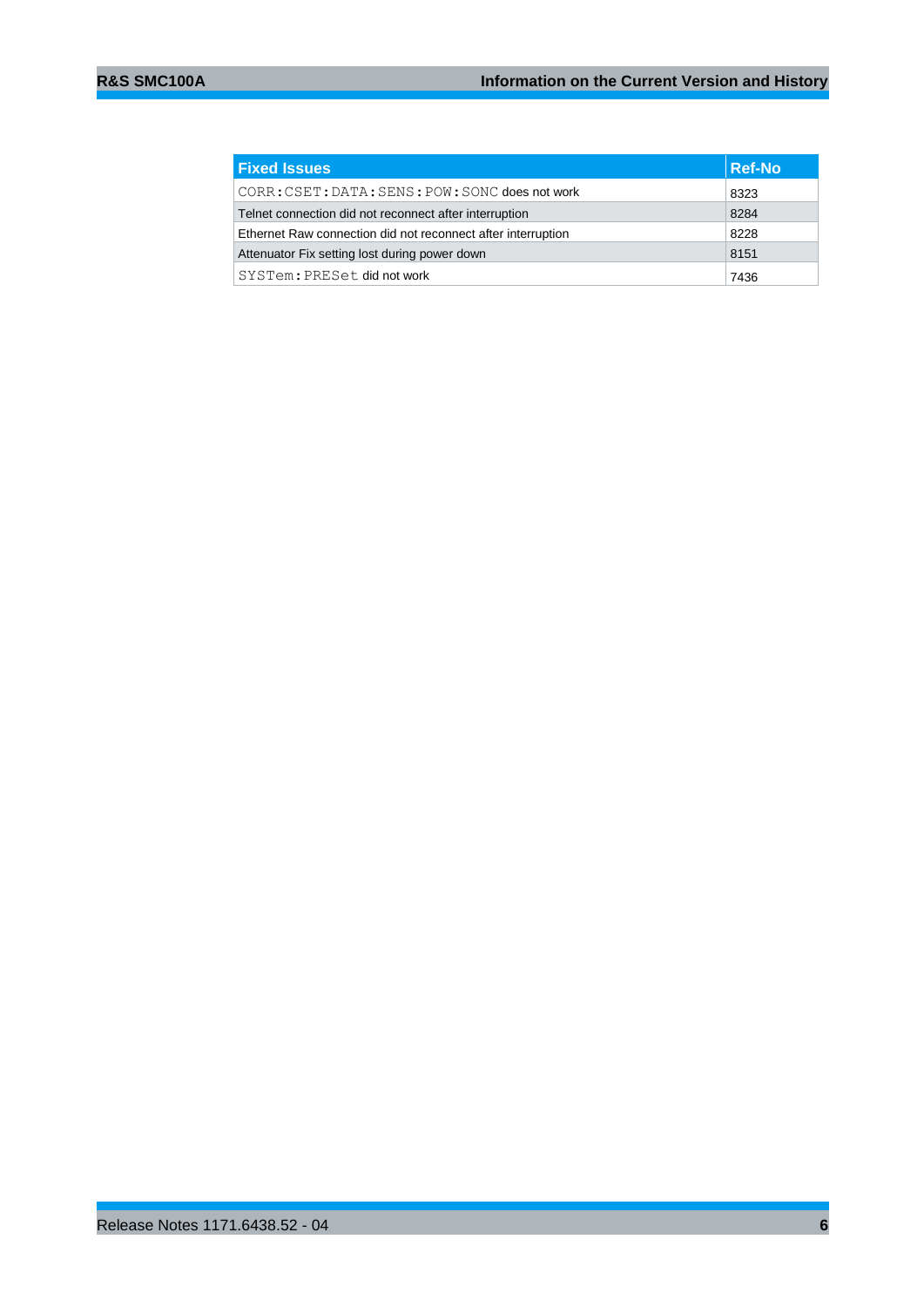| Fixed Issues | Ref-No |
|---|---|
| `CORR:CSET:DATA:SENS:POW:SONC` does not work | 8323 |
| Telnet connection did not reconnect after interruption | 8284 |
| Ethernet Raw connection did not reconnect after interruption | 8228 |
| Attenuator Fix setting lost during power down | 8151 |
| `SYSTem:PRESet` did not work | 7436 |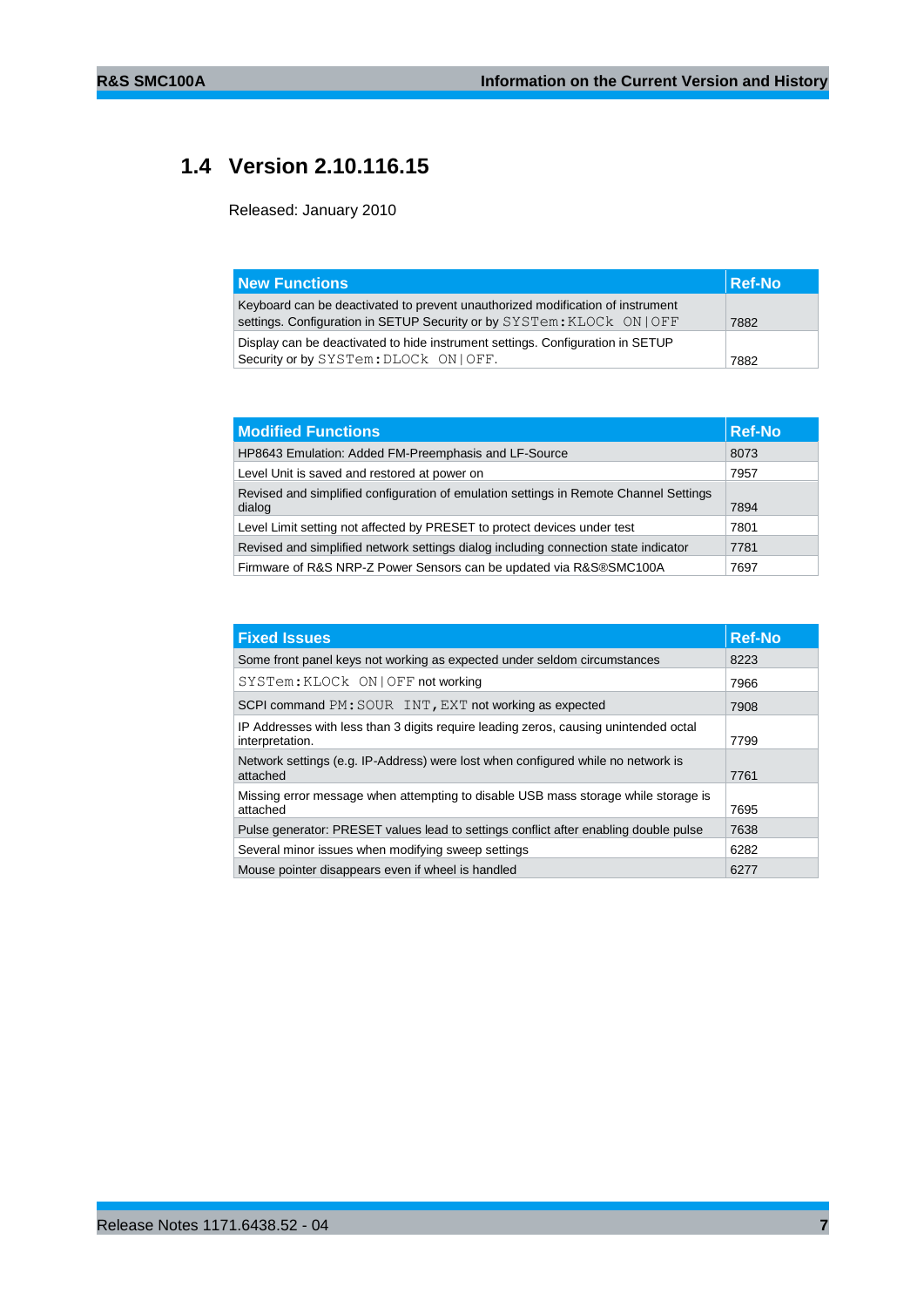## 1.4 Version 2.10.116.15

Released: January 2010

| New Functions | Ref-No |
| --- | --- |
| Keyboard can be deactivated to prevent unauthorized modification of instrument settings. Configuration in SETUP Security or by `SYSTem:KLOCk ON|OFF` | 7882 |
| Display can be deactivated to hide instrument settings. Configuration in SETUP Security or by `SYSTem:DLOCk ON|OFF`. | 7882 |

| Modified Functions | Ref-No |
| --- | --- |
| HP8643 Emulation: Added FM-Preemphasis and LF-Source | 8073 |
| Level Unit is saved and restored at power on | 7957 |
| Revised and simplified configuration of emulation settings in Remote Channel Settings dialog | 7894 |
| Level Limit setting not affected by PRESET to protect devices under test | 7801 |
| Revised and simplified network settings dialog including connection state indicator | 7781 |
| Firmware of R&S NRP-Z Power Sensors can be updated via R&S®SMC100A | 7697 |

| Fixed Issues | Ref-No |
| --- | --- |
| Some front panel keys not working as expected under seldom circumstances | 8223 |
| `SYSTem:KLOCK ON|OFF` not working | 7966 |
| SCPI command `PM:SOUR INT,EXT` not working as expected | 7908 |
| IP Addresses with less than 3 digits require leading zeros, causing unintended octal interpretation. | 7799 |
| Network settings (e.g. IP-Address) were lost when configured while no network is attached | 7761 |
| Missing error message when attempting to disable USB mass storage while storage is attached | 7695 |
| Pulse generator: PRESET values lead to settings conflict after enabling double pulse | 7638 |
| Several minor issues when modifying sweep settings | 6282 |
| Mouse pointer disappears even if wheel is handled | 6277 |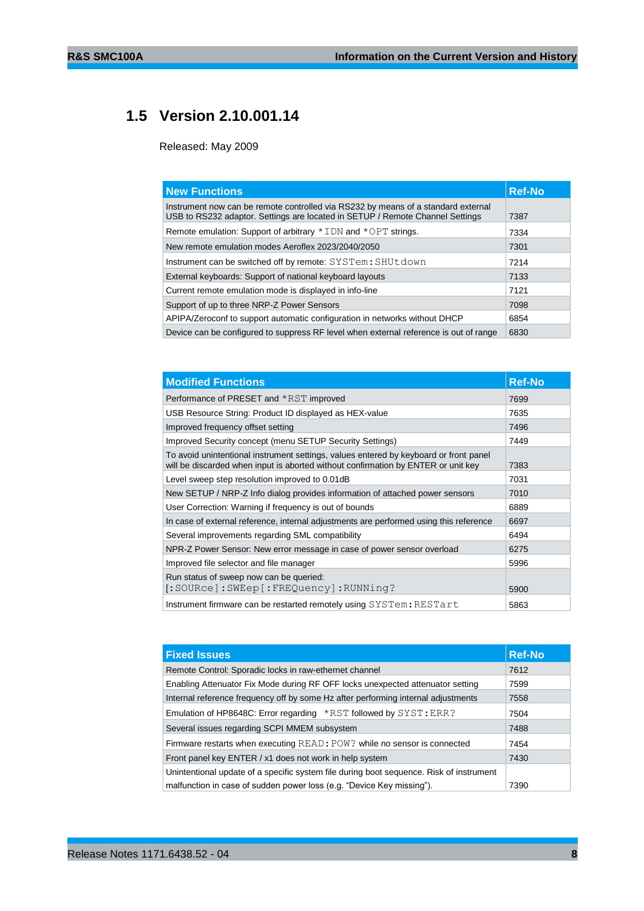## 1.5 Version 2.10.001.14

Released: May 2009

| New Functions | Ref-No |
|---|---|
| Instrument now can be remote controlled via RS232 by means of a standard external USB to RS232 adaptor. Settings are located in SETUP / Remote Channel Settings | 7387 |
| Remote emulation: Support of arbitrary *IDN and *OPT strings. | 7334 |
| New remote emulation modes Aeroflex 2023/2040/2050 | 7301 |
| Instrument can be switched off by remote: SYSTem:SHUtdown | 7214 |
| External keyboards: Support of national keyboard layouts | 7133 |
| Current remote emulation mode is displayed in info-line | 7121 |
| Support of up to three NRP-Z Power Sensors | 7098 |
| APIPA/Zeroconf to support automatic configuration in networks without DHCP | 6854 |
| Device can be configured to suppress RF level when external reference is out of range | 6830 |

| Modified Functions | Ref-No |
|---|---|
| Performance of PRESET and *RST improved | 7699 |
| USB Resource String: Product ID displayed as HEX-value | 7635 |
| Improved frequency offset setting | 7496 |
| Improved Security concept (menu SETUP Security Settings) | 7449 |
| To avoid unintentional instrument settings, values entered by keyboard or front panel will be discarded when input is aborted without confirmation by ENTER or unit key | 7383 |
| Level sweep step resolution improved to 0.01dB | 7031 |
| New SETUP / NRP-Z Info dialog provides information of attached power sensors | 7010 |
| User Correction: Warning if frequency is out of bounds | 6889 |
| In case of external reference, internal adjustments are performed using this reference | 6697 |
| Several improvements regarding SML compatibility | 6494 |
| NPR-Z Power Sensor: New error message in case of power sensor overload | 6275 |
| Improved file selector and file manager | 5996 |
| Run status of sweep now can be queried: [:SOURce]:SWEep[:FREQuency]:RUNNing? | 5900 |
| Instrument firmware can be restarted remotely using SYSTem:RESTart | 5863 |

| Fixed Issues | Ref-No |
|---|---|
| Remote Control: Sporadic locks in raw-ethernet channel | 7612 |
| Enabling Attenuator Fix Mode during RF OFF locks unexpected attenuator setting | 7599 |
| Internal reference frequency off by some Hz after performing internal adjustments | 7558 |
| Emulation of HP8648C: Error regarding *RST followed by SYST:ERR? | 7504 |
| Several issues regarding SCPI MMEM subsystem | 7488 |
| Firmware restarts when executing READ:POW? while no sensor is connected | 7454 |
| Front panel key ENTER / x1 does not work in help system | 7430 |
| Unintentional update of a specific system file during boot sequence. Risk of instrument malfunction in case of sudden power loss (e.g. “Device Key missing”). | 7390 |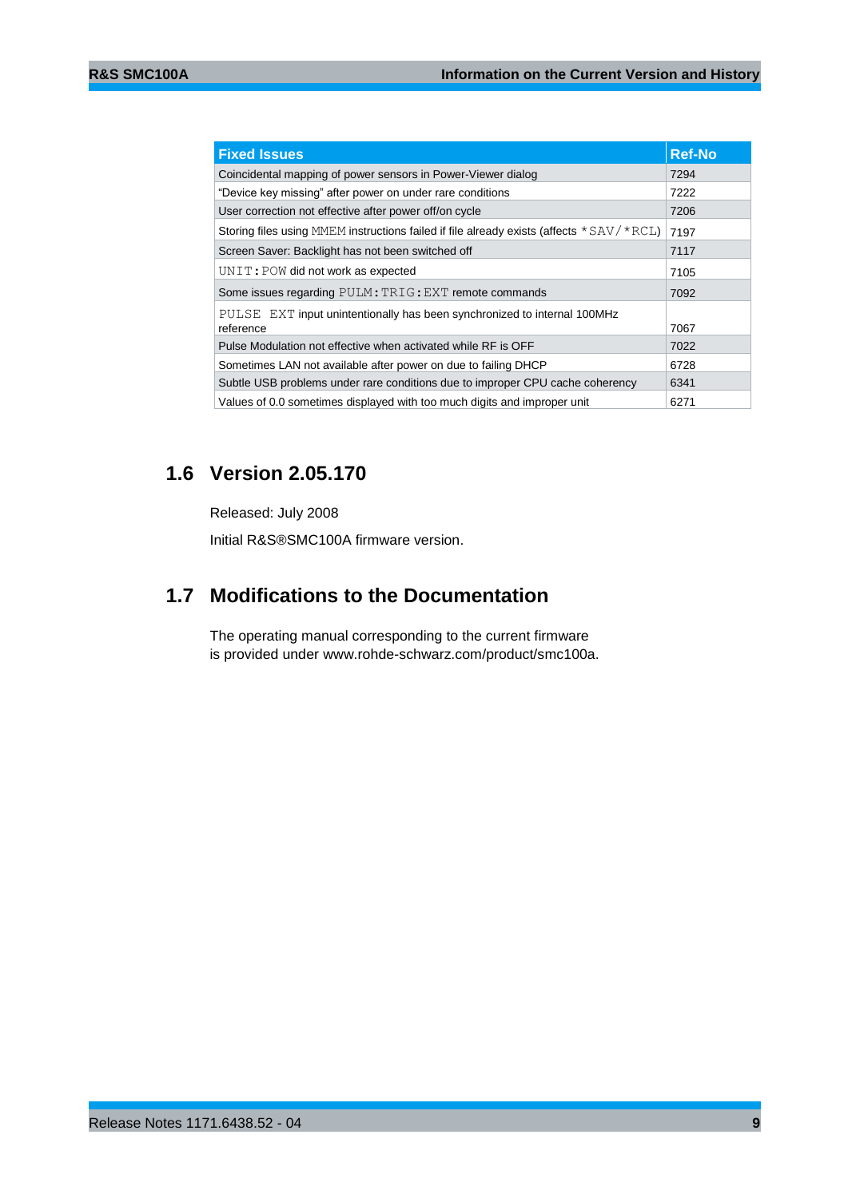| Fixed Issues | Ref-No |
|---|---|
| Coincidental mapping of power sensors in Power-Viewer dialog | 7294 |
| "Device key missing" after power on under rare conditions | 7222 |
| User correction not effective after power off/on cycle | 7206 |
| Storing files using MMEM instructions failed if file already exists (affects *SAV/*RCL) | 7197 |
| Screen Saver: Backlight has not been switched off | 7117 |
| UNIT:POW did not work as expected | 7105 |
| Some issues regarding PULM:TRIG:EXT remote commands | 7092 |
| PULSE EXT input unintentionally has been synchronized to internal 100MHz reference | 7067 |
| Pulse Modulation not effective when activated while RF is OFF | 7022 |
| Sometimes LAN not available after power on due to failing DHCP | 6728 |
| Subtle USB problems under rare conditions due to improper CPU cache coherency | 6341 |
| Values of 0.0 sometimes displayed with too much digits and improper unit | 6271 |

## 1.6 Version 2.05.170

Released: July 2008

Initial R&S®SMC100A firmware version.

## 1.7 Modifications to the Documentation

The operating manual corresponding to the current firmware is provided under www.rohde-schwarz.com/product/smc100a.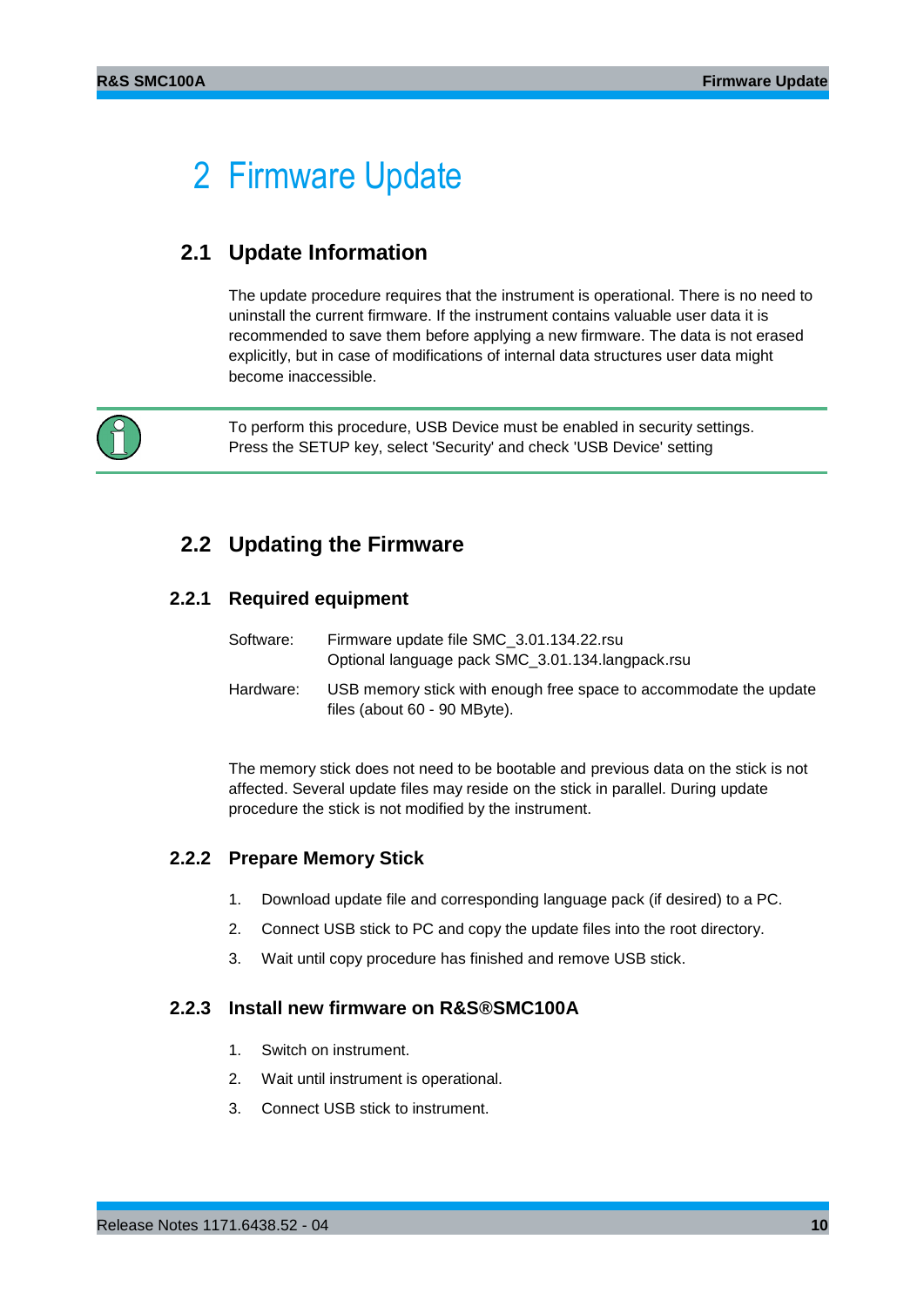# 2 Firmware Update

## 2.1 Update Information

The update procedure requires that the instrument is operational. There is no need to uninstall the current firmware. If the instrument contains valuable user data it is recommended to save them before applying a new firmware. The data is not erased explicitly, but in case of modifications of internal data structures user data might become inaccessible.

> To perform this procedure, USB Device must be enabled in security settings.
> Press the SETUP key, select 'Security' and check 'USB Device' setting

## 2.2 Updating the Firmware

### 2.2.1 Required equipment

Software: Firmware update file SMC_3.01.134.22.rsu
Optional language pack SMC_3.01.134.langpack.rsu

Hardware: USB memory stick with enough free space to accommodate the update files (about 60 - 90 MByte).

The memory stick does not need to be bootable and previous data on the stick is not affected. Several update files may reside on the stick in parallel. During update procedure the stick is not modified by the instrument.

### 2.2.2 Prepare Memory Stick

1. Download update file and corresponding language pack (if desired) to a PC.
2. Connect USB stick to PC and copy the update files into the root directory.
3. Wait until copy procedure has finished and remove USB stick.

### 2.2.3 Install new firmware on R&S®SMC100A

1. Switch on instrument.
2. Wait until instrument is operational.
3. Connect USB stick to instrument.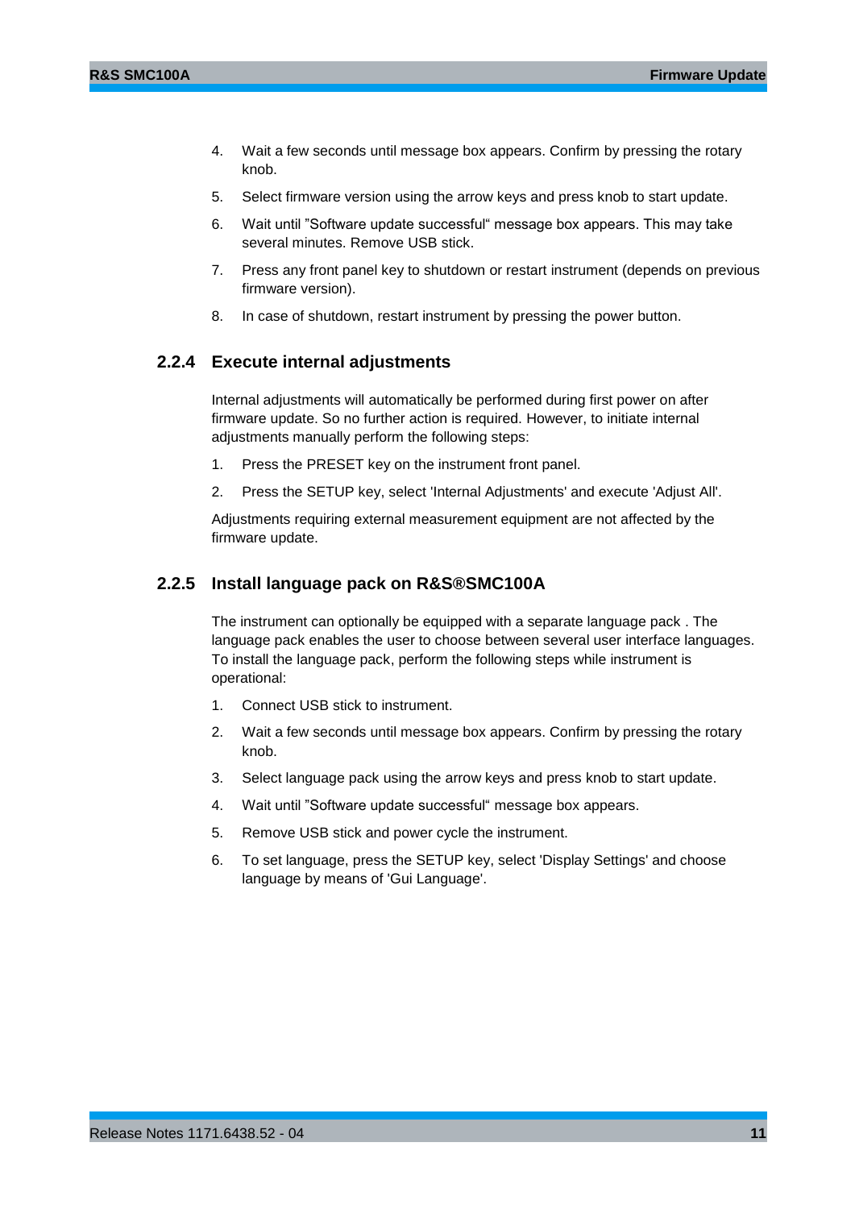4. Wait a few seconds until message box appears. Confirm by pressing the rotary knob.
5. Select firmware version using the arrow keys and press knob to start update.
6. Wait until "Software update successful" message box appears. This may take several minutes. Remove USB stick.
7. Press any front panel key to shutdown or restart instrument (depends on previous firmware version).
8. In case of shutdown, restart instrument by pressing the power button.

### 2.2.4 Execute internal adjustments

Internal adjustments will automatically be performed during first power on after firmware update. So no further action is required. However, to initiate internal adjustments manually perform the following steps:

1. Press the PRESET key on the instrument front panel.
2. Press the SETUP key, select 'Internal Adjustments' and execute 'Adjust All'.

Adjustments requiring external measurement equipment are not affected by the firmware update.

### 2.2.5 Install language pack on R&S®SMC100A

The instrument can optionally be equipped with a separate language pack . The language pack enables the user to choose between several user interface languages. To install the language pack, perform the following steps while instrument is operational:

1. Connect USB stick to instrument.
2. Wait a few seconds until message box appears. Confirm by pressing the rotary knob.
3. Select language pack using the arrow keys and press knob to start update.
4. Wait until "Software update successful" message box appears.
5. Remove USB stick and power cycle the instrument.
6. To set language, press the SETUP key, select 'Display Settings' and choose language by means of 'Gui Language'.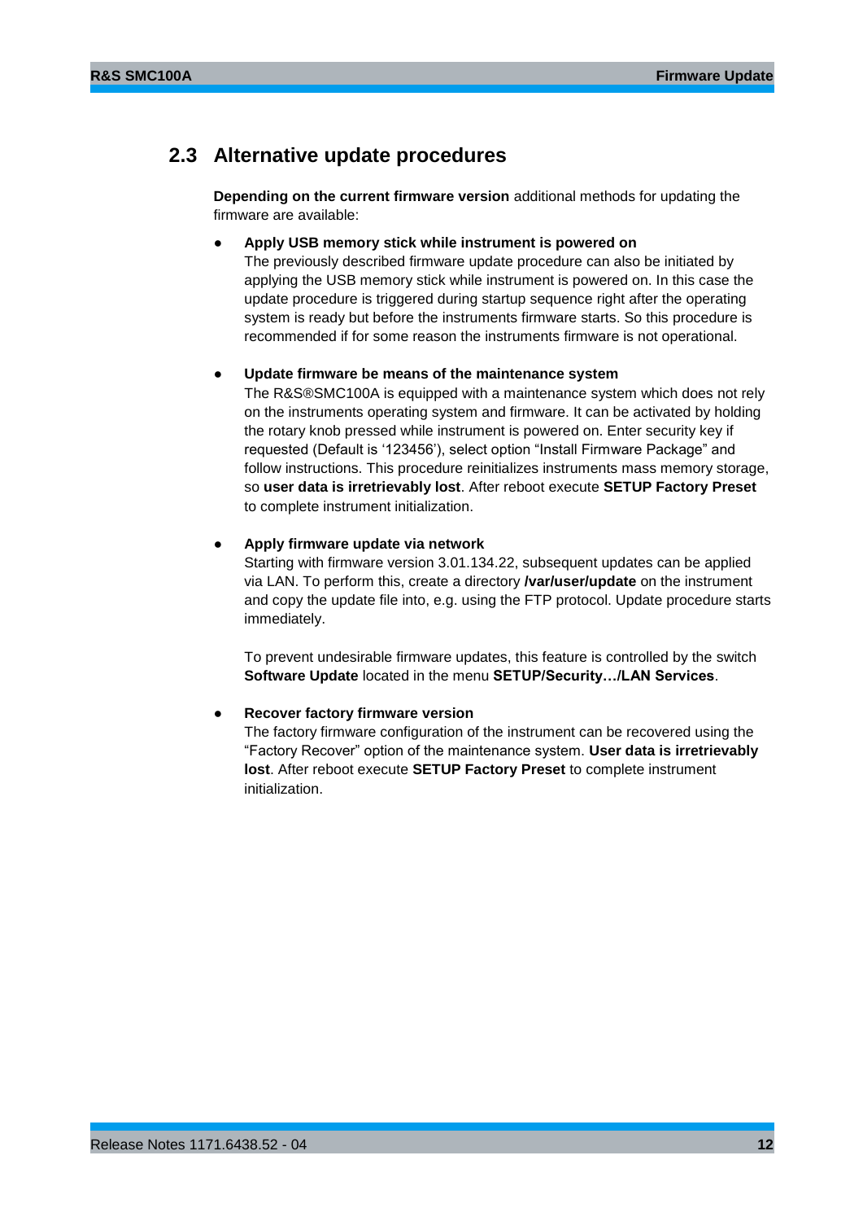## 2.3 Alternative update procedures

**Depending on the current firmware version** additional methods for updating the firmware are available:

- **Apply USB memory stick while instrument is powered on**
  The previously described firmware update procedure can also be initiated by applying the USB memory stick while instrument is powered on. In this case the update procedure is triggered during startup sequence right after the operating system is ready but before the instruments firmware starts. So this procedure is recommended if for some reason the instruments firmware is not operational.

- **Update firmware be means of the maintenance system**
  The R&S®SMC100A is equipped with a maintenance system which does not rely on the instruments operating system and firmware. It can be activated by holding the rotary knob pressed while instrument is powered on. Enter security key if requested (Default is '123456'), select option "Install Firmware Package" and follow instructions. This procedure reinitializes instruments mass memory storage, so **user data is irretrievably lost**. After reboot execute **SETUP Factory Preset** to complete instrument initialization.

- **Apply firmware update via network**
  Starting with firmware version 3.01.134.22, subsequent updates can be applied via LAN. To perform this, create a directory **/var/user/update** on the instrument and copy the update file into, e.g. using the FTP protocol. Update procedure starts immediately.

  To prevent undesirable firmware updates, this feature is controlled by the switch **Software Update** located in the menu **SETUP/Security…/LAN Services**.

- **Recover factory firmware version**
  The factory firmware configuration of the instrument can be recovered using the "Factory Recover" option of the maintenance system. **User data is irretrievably lost**. After reboot execute **SETUP Factory Preset** to complete instrument initialization.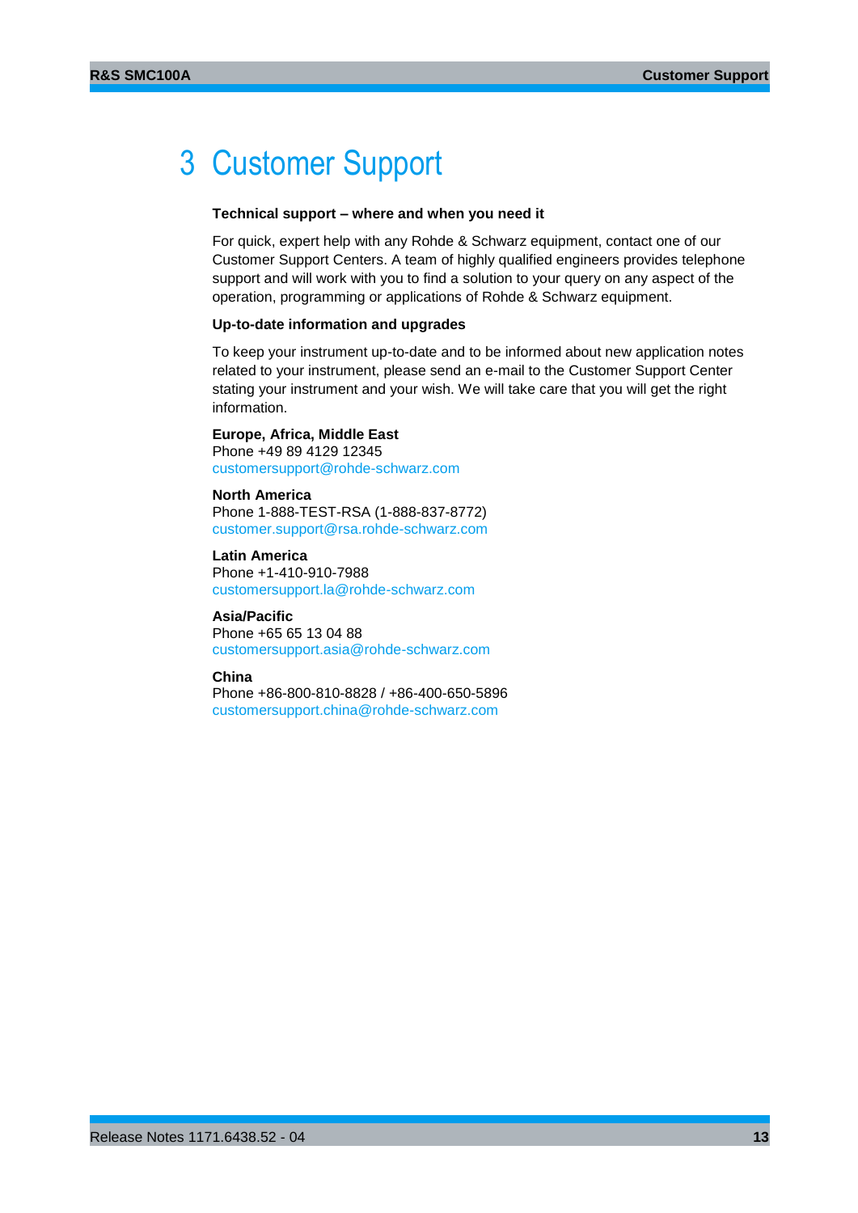# 3 Customer Support

**Technical support – where and when you need it**

For quick, expert help with any Rohde & Schwarz equipment, contact one of our Customer Support Centers. A team of highly qualified engineers provides telephone support and will work with you to find a solution to your query on any aspect of the operation, programming or applications of Rohde & Schwarz equipment.

**Up-to-date information and upgrades**

To keep your instrument up-to-date and to be informed about new application notes related to your instrument, please send an e-mail to the Customer Support Center stating your instrument and your wish. We will take care that you will get the right information.

**Europe, Africa, Middle East**
Phone +49 89 4129 12345
customersupport@rohde-schwarz.com

**North America**
Phone 1-888-TEST-RSA (1-888-837-8772)
customer.support@rsa.rohde-schwarz.com

**Latin America**
Phone +1-410-910-7988
customersupport.la@rohde-schwarz.com

**Asia/Pacific**
Phone +65 65 13 04 88
customersupport.asia@rohde-schwarz.com

**China**
Phone +86-800-810-8828 / +86-400-650-5896
customersupport.china@rohde-schwarz.com